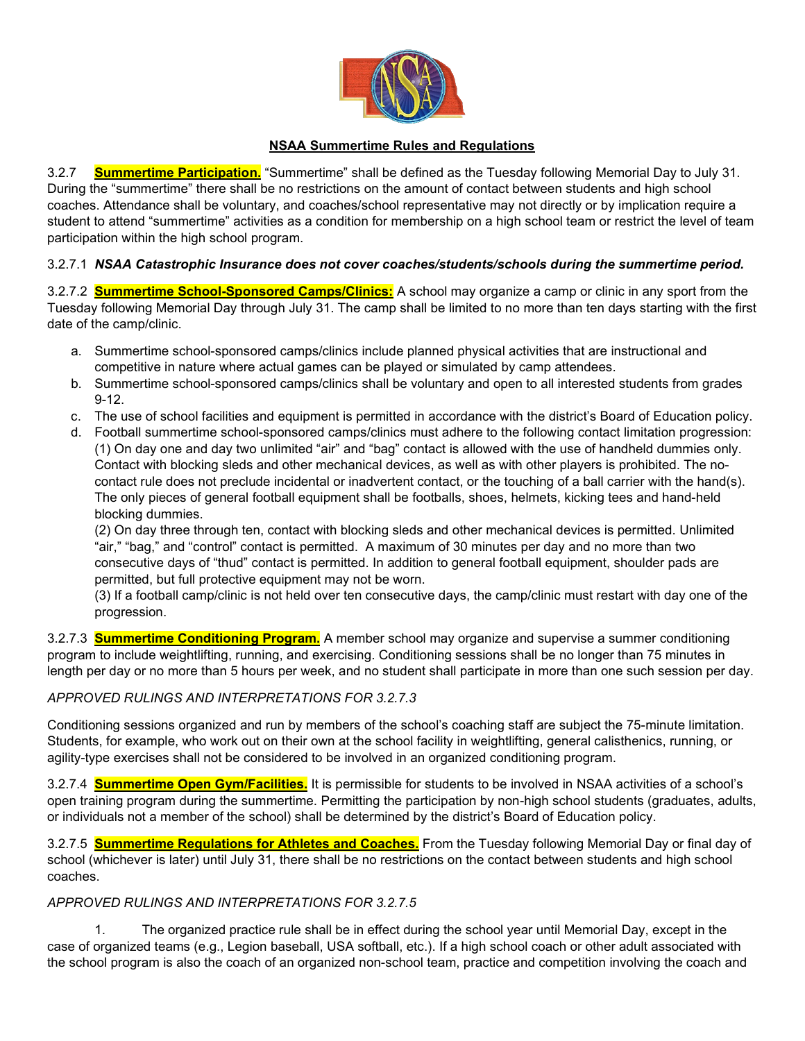## NSAA Summertime Rules and Regulations

3.2.7 **Summertime Participation.** "Summertime" shall be defined as the Tuesday following Memorial Day to July 31. During the "summertime" there shall be no restrictions on the amount of contact between students and high school coaches. Attendance shall be voluntary, and coaches/school representative may not directly or by implication require a student to attend "summertime" activities as a condition for membership on a high school team or restrict the level of team participation within the high school program.

3.2.7.1 ***NSAA Catastrophic Insurance does not cover coaches/students/schools during the summertime period.***

3.2.7.2 **Summertime School-Sponsored Camps/Clinics:** A school may organize a camp or clinic in any sport from the Tuesday following Memorial Day through July 31. The camp shall be limited to no more than ten days starting with the first date of the camp/clinic.

a. Summertime school-sponsored camps/clinics include planned physical activities that are instructional and competitive in nature where actual games can be played or simulated by camp attendees.
b. Summertime school-sponsored camps/clinics shall be voluntary and open to all interested students from grades 9-12.
c. The use of school facilities and equipment is permitted in accordance with the district's Board of Education policy.
d. Football summertime school-sponsored camps/clinics must adhere to the following contact limitation progression:
(1) On day one and day two unlimited "air" and "bag" contact is allowed with the use of handheld dummies only. Contact with blocking sleds and other mechanical devices, as well as with other players is prohibited. The no-contact rule does not preclude incidental or inadvertent contact, or the touching of a ball carrier with the hand(s). The only pieces of general football equipment shall be footballs, shoes, helmets, kicking tees and hand-held blocking dummies.
(2) On day three through ten, contact with blocking sleds and other mechanical devices is permitted. Unlimited "air," "bag," and "control" contact is permitted. A maximum of 30 minutes per day and no more than two consecutive days of "thud" contact is permitted. In addition to general football equipment, shoulder pads are permitted, but full protective equipment may not be worn.
(3) If a football camp/clinic is not held over ten consecutive days, the camp/clinic must restart with day one of the progression.

3.2.7.3 **Summertime Conditioning Program.** A member school may organize and supervise a summer conditioning program to include weightlifting, running, and exercising. Conditioning sessions shall be no longer than 75 minutes in length per day or no more than 5 hours per week, and no student shall participate in more than one such session per day.

*APPROVED RULINGS AND INTERPRETATIONS FOR 3.2.7.3*

Conditioning sessions organized and run by members of the school's coaching staff are subject the 75-minute limitation. Students, for example, who work out on their own at the school facility in weightlifting, general calisthenics, running, or agility-type exercises shall not be considered to be involved in an organized conditioning program.

3.2.7.4 **Summertime Open Gym/Facilities.** It is permissible for students to be involved in NSAA activities of a school's open training program during the summertime. Permitting the participation by non-high school students (graduates, adults, or individuals not a member of the school) shall be determined by the district's Board of Education policy.

3.2.7.5 **Summertime Regulations for Athletes and Coaches.** From the Tuesday following Memorial Day or final day of school (whichever is later) until July 31, there shall be no restrictions on the contact between students and high school coaches.

*APPROVED RULINGS AND INTERPRETATIONS FOR 3.2.7.5*

1. The organized practice rule shall be in effect during the school year until Memorial Day, except in the case of organized teams (e.g., Legion baseball, USA softball, etc.). If a high school coach or other adult associated with the school program is also the coach of an organized non-school team, practice and competition involving the coach and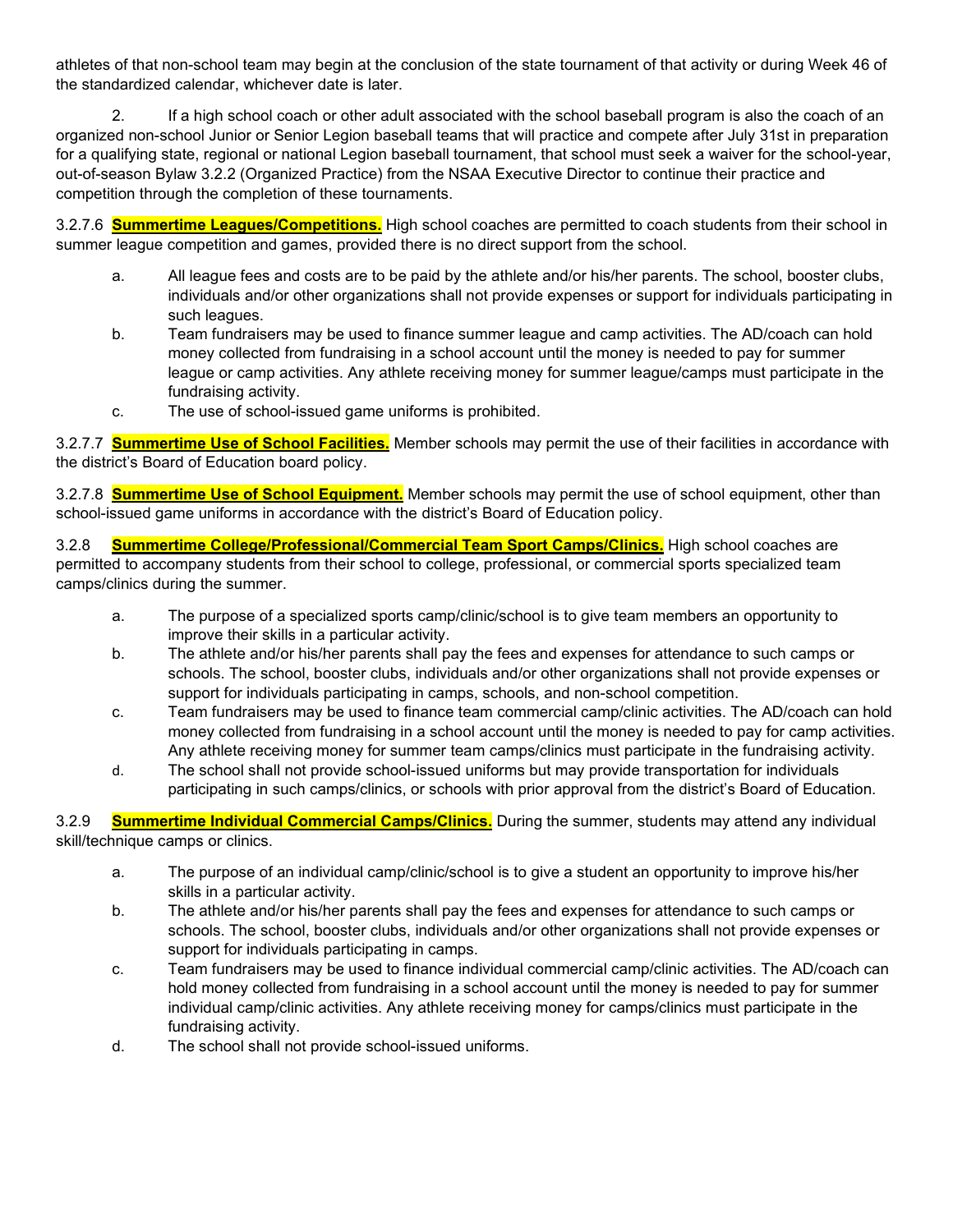athletes of that non-school team may begin at the conclusion of the state tournament of that activity or during Week 46 of the standardized calendar, whichever date is later.

2. If a high school coach or other adult associated with the school baseball program is also the coach of an organized non-school Junior or Senior Legion baseball teams that will practice and compete after July 31st in preparation for a qualifying state, regional or national Legion baseball tournament, that school must seek a waiver for the school-year, out-of-season Bylaw 3.2.2 (Organized Practice) from the NSAA Executive Director to continue their practice and competition through the completion of these tournaments.

3.2.7.6 **Summertime Leagues/Competitions.** High school coaches are permitted to coach students from their school in summer league competition and games, provided there is no direct support from the school.

a. All league fees and costs are to be paid by the athlete and/or his/her parents. The school, booster clubs, individuals and/or other organizations shall not provide expenses or support for individuals participating in such leagues.
b. Team fundraisers may be used to finance summer league and camp activities. The AD/coach can hold money collected from fundraising in a school account until the money is needed to pay for summer league or camp activities. Any athlete receiving money for summer league/camps must participate in the fundraising activity.
c. The use of school-issued game uniforms is prohibited.

3.2.7.7 **Summertime Use of School Facilities.** Member schools may permit the use of their facilities in accordance with the district's Board of Education board policy.

3.2.7.8 **Summertime Use of School Equipment.** Member schools may permit the use of school equipment, other than school-issued game uniforms in accordance with the district's Board of Education policy.

3.2.8 **Summertime College/Professional/Commercial Team Sport Camps/Clinics.** High school coaches are permitted to accompany students from their school to college, professional, or commercial sports specialized team camps/clinics during the summer.

a. The purpose of a specialized sports camp/clinic/school is to give team members an opportunity to improve their skills in a particular activity.
b. The athlete and/or his/her parents shall pay the fees and expenses for attendance to such camps or schools. The school, booster clubs, individuals and/or other organizations shall not provide expenses or support for individuals participating in camps, schools, and non-school competition.
c. Team fundraisers may be used to finance team commercial camp/clinic activities. The AD/coach can hold money collected from fundraising in a school account until the money is needed to pay for camp activities. Any athlete receiving money for summer team camps/clinics must participate in the fundraising activity.
d. The school shall not provide school-issued uniforms but may provide transportation for individuals participating in such camps/clinics, or schools with prior approval from the district's Board of Education.

3.2.9 **Summertime Individual Commercial Camps/Clinics.** During the summer, students may attend any individual skill/technique camps or clinics.

a. The purpose of an individual camp/clinic/school is to give a student an opportunity to improve his/her skills in a particular activity.
b. The athlete and/or his/her parents shall pay the fees and expenses for attendance to such camps or schools. The school, booster clubs, individuals and/or other organizations shall not provide expenses or support for individuals participating in camps.
c. Team fundraisers may be used to finance individual commercial camp/clinic activities. The AD/coach can hold money collected from fundraising in a school account until the money is needed to pay for summer individual camp/clinic activities. Any athlete receiving money for camps/clinics must participate in the fundraising activity.
d. The school shall not provide school-issued uniforms.